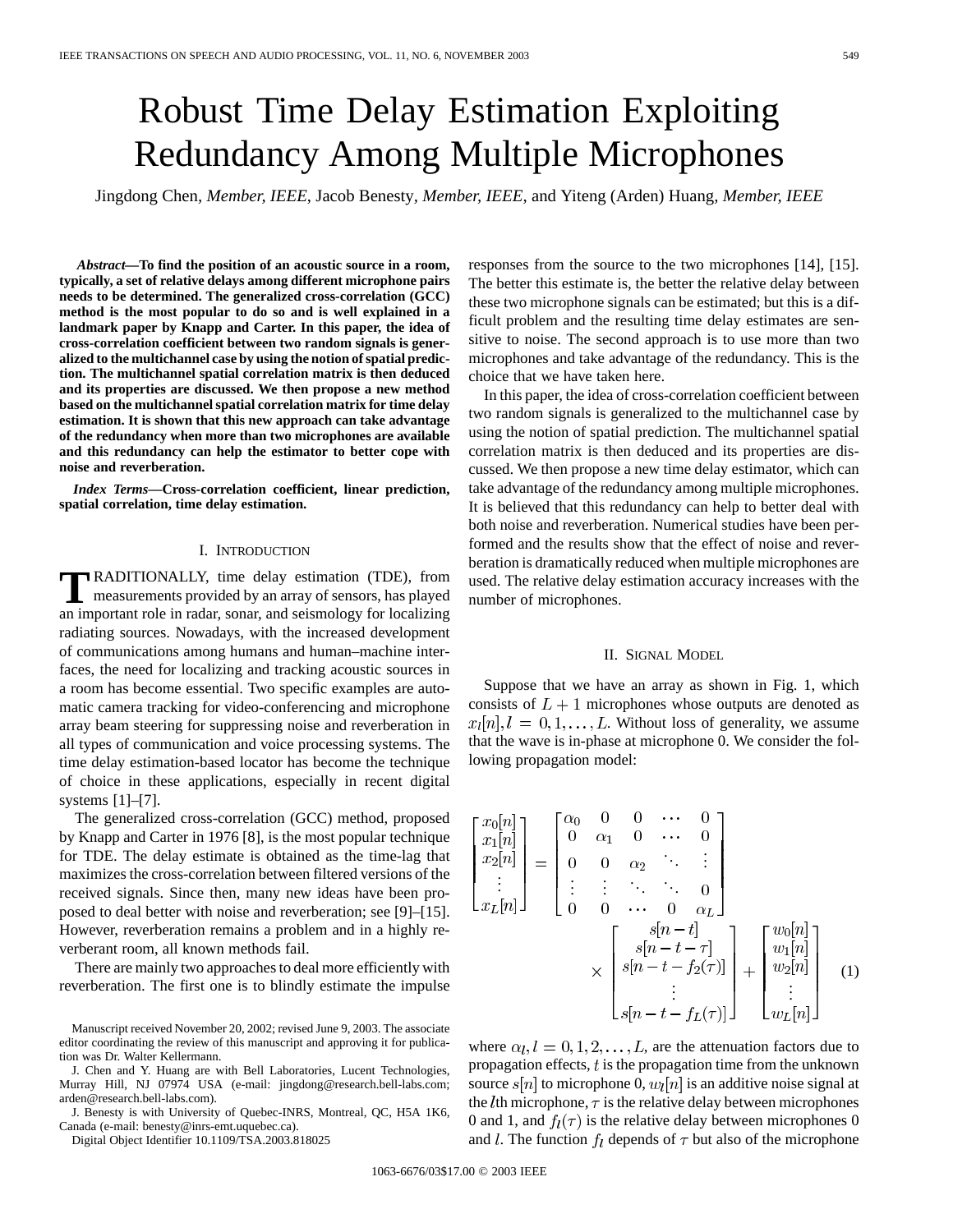# Robust Time Delay Estimation Exploiting Redundancy Among Multiple Microphones

Jingdong Chen, *Member, IEEE*, Jacob Benesty, *Member, IEEE*, and Yiteng (Arden) Huang, *Member, IEEE*

***Abstract*—To find the position of an acoustic source in a room, typically, a set of relative delays among different microphone pairs needs to be determined. The generalized cross-correlation (GCC) method is the most popular to do so and is well explained in a landmark paper by Knapp and Carter. In this paper, the idea of cross-correlation coefficient between two random signals is generalized to the multichannel case by using the notion of spatial prediction. The multichannel spatial correlation matrix is then deduced and its properties are discussed. We then propose a new method based on the multichannel spatial correlation matrix for time delay estimation. It is shown that this new approach can take advantage of the redundancy when more than two microphones are available and this redundancy can help the estimator to better cope with noise and reverberation.**

***Index Terms*—Cross-correlation coefficient, linear prediction, spatial correlation, time delay estimation.**

## I. Introduction

Traditionally, time delay estimation (TDE), from measurements provided by an array of sensors, has played an important role in radar, sonar, and seismology for localizing radiating sources. Nowadays, with the increased development of communications among humans and human–machine interfaces, the need for localizing and tracking acoustic sources in a room has become essential. Two specific examples are automatic camera tracking for video-conferencing and microphone array beam steering for suppressing noise and reverberation in all types of communication and voice processing systems. The time delay estimation-based locator has become the technique of choice in these applications, especially in recent digital systems [1]–[7].

The generalized cross-correlation (GCC) method, proposed by Knapp and Carter in 1976 [8], is the most popular technique for TDE. The delay estimate is obtained as the time-lag that maximizes the cross-correlation between filtered versions of the received signals. Since then, many new ideas have been proposed to deal better with noise and reverberation; see [9]–[15]. However, reverberation remains a problem and in a highly reverberant room, all known methods fail.

There are mainly two approaches to deal more efficiently with reverberation. The first one is to blindly estimate the impulse responses from the source to the two microphones [14], [15]. The better this estimate is, the better the relative delay between these two microphone signals can be estimated; but this is a difficult problem and the resulting time delay estimates are sensitive to noise. The second approach is to use more than two microphones and take advantage of the redundancy. This is the choice that we have taken here.

In this paper, the idea of cross-correlation coefficient between two random signals is generalized to the multichannel case by using the notion of spatial prediction. The multichannel spatial correlation matrix is then deduced and its properties are discussed. We then propose a new time delay estimator, which can take advantage of the redundancy among multiple microphones. It is believed that this redundancy can help to better deal with both noise and reverberation. Numerical studies have been performed and the results show that the effect of noise and reverberation is dramatically reduced when multiple microphones are used. The relative delay estimation accuracy increases with the number of microphones.

## II. Signal Model

Suppose that we have an array as shown in Fig. 1, which consists of $L+1$ microphones whose outputs are denoted as $x_l[n], l = 0, 1, \ldots, L$. Without loss of generality, we assume that the wave is in-phase at microphone 0. We consider the following propagation model:

$$
\begin{bmatrix} x_0[n] \\ x_1[n] \\ x_2[n] \\ \vdots \\ x_L[n] \end{bmatrix} = \begin{bmatrix} \alpha_0 & 0 & 0 & \cdots & 0 \\ 0 & \alpha_1 & 0 & \cdots & 0 \\ 0 & 0 & \alpha_2 & \ddots & \vdots \\ \vdots & \vdots & \ddots & \ddots & 0 \\ 0 & 0 & \cdots & 0 & \alpha_L \end{bmatrix} \times \begin{bmatrix} s[n-t] \\ s[n-t-\tau] \\ s[n-t-f_2(\tau)] \\ \vdots \\ s[n-t-f_L(\tau)] \end{bmatrix} + \begin{bmatrix} w_0[n] \\ w_1[n] \\ w_2[n] \\ \vdots \\ w_L[n] \end{bmatrix} \quad (1)
$$

where $\alpha_l, l = 0, 1, 2, \ldots, L$, are the attenuation factors due to propagation effects, $t$ is the propagation time from the unknown source $s[n]$ to microphone 0, $w_l[n]$ is an additive noise signal at the $l$th microphone, $\tau$ is the relative delay between microphones 0 and 1, and $f_l(\tau)$ is the relative delay between microphones 0 and $l$. The function $f_l$ depends of $\tau$ but also of the microphone

---

Manuscript received November 20, 2002; revised June 9, 2003. The associate editor coordinating the review of this manuscript and approving it for publication was Dr. Walter Kellermann.

J. Chen and Y. Huang are with Bell Laboratories, Lucent Technologies, Murray Hill, NJ 07974 USA (e-mail: jingdong@research.bell-labs.com; arden@research.bell-labs.com).

J. Benesty is with University of Quebec-INRS, Montreal, QC, H5A 1K6, Canada (e-mail: benesty@inrs-emt.uquebec.ca).

Digital Object Identifier 10.1109/TSA.2003.818025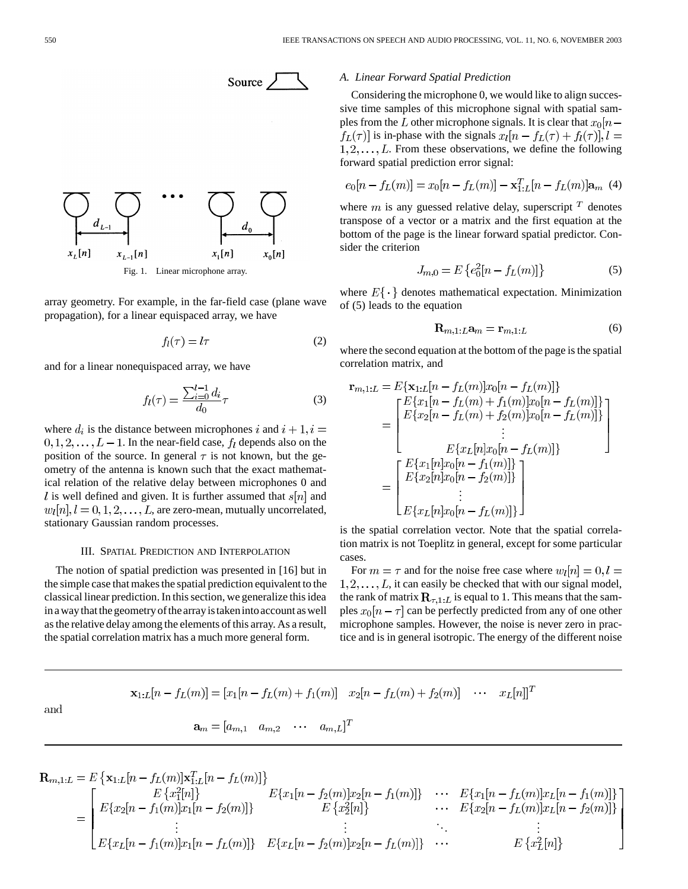Fig. 1. Linear microphone array.

array geometry. For example, in the far-field case (plane wave propagation), for a linear equispaced array, we have

$$f_l(\tau) = l\tau \tag{2}$$

and for a linear nonequispaced array, we have

$$f_l(\tau) = \frac{\sum_{i=0}^{l-1} d_i}{d_0}\tau \tag{3}$$

where $d_i$ is the distance between microphones $i$ and $i+1, i = 0, 1, 2, \ldots, L-1$. In the near-field case, $f_l$ depends also on the position of the source. In general $\tau$ is not known, but the geometry of the antenna is known such that the exact mathematical relation of the relative delay between microphones 0 and $l$ is well defined and given. It is further assumed that $s[n]$ and $w_l[n], l = 0, 1, 2, \ldots, L$, are zero-mean, mutually uncorrelated, stationary Gaussian random processes.

## III. Spatial Prediction and Interpolation

The notion of spatial prediction was presented in [16] but in the simple case that makes the spatial prediction equivalent to the classical linear prediction. In this section, we generalize this idea in a way that the geometry of the array is taken into account as well as the relative delay among the elements of this array. As a result, the spatial correlation matrix has a much more general form.

### A. Linear Forward Spatial Prediction

Considering the microphone 0, we would like to align successive time samples of this microphone signal with spatial samples from the $L$ other microphone signals. It is clear that $x_0[n - f_L(\tau)]$ is in-phase with the signals $x_l[n - f_L(\tau) + f_l(\tau)], l = 1, 2, \ldots, L$. From these observations, we define the following forward spatial prediction error signal:

$$e_0[n - f_L(m)] = x_0[n - f_L(m)] - \mathbf{x}_{1:L}^T[n - f_L(m)]\mathbf{a}_m \tag{4}$$

where $m$ is any guessed relative delay, superscript $^T$ denotes transpose of a vector or a matrix and the first equation at the bottom of the page is the linear forward spatial predictor. Consider the criterion

$$J_{m,0} = E\{e_0^2[n - f_L(m)]\} \tag{5}$$

where $E\{\cdot\}$ denotes mathematical expectation. Minimization of (5) leads to the equation

$$\mathbf{R}_{m,1:L}\mathbf{a}_m = \mathbf{r}_{m,1:L} \tag{6}$$

where the second equation at the bottom of the page is the spatial correlation matrix, and

$$\begin{aligned}
\mathbf{r}_{m,1:L} &= E\{\mathbf{x}_{1:L}[n - f_L(m)]x_0[n - f_L(m)]\} \\
&= \begin{bmatrix} E\{x_1[n - f_L(m) + f_1(m)]x_0[n - f_L(m)]\} \\ E\{x_2[n - f_L(m) + f_2(m)]x_0[n - f_L(m)]\} \\ \vdots \\ E\{x_L[n]x_0[n - f_L(m)]\} \end{bmatrix} \\
&= \begin{bmatrix} E\{x_1[n]x_0[n - f_1(m)]\} \\ E\{x_2[n]x_0[n - f_2(m)]\} \\ \vdots \\ E\{x_L[n]x_0[n - f_L(m)]\} \end{bmatrix}
\end{aligned}$$

is the spatial correlation vector. Note that the spatial correlation matrix is not Toeplitz in general, except for some particular cases.

For $m = \tau$ and for the noise free case where $w_l[n] = 0, l = 1, 2, \ldots, L$, it can easily be checked that with our signal model, the rank of matrix $\mathbf{R}_{\tau,1:L}$ is equal to 1. This means that the samples $x_0[n - \tau]$ can be perfectly predicted from any of one other microphone samples. However, the noise is never zero in practice and is in general isotropic. The energy of the different noise

$$\mathbf{x}_{1:L}[n - f_L(m)] = [x_1[n - f_L(m) + f_1(m)] \quad x_2[n - f_L(m) + f_2(m)] \quad \cdots \quad x_L[n]]^T$$

and

$$\mathbf{a}_m = [a_{m,1} \quad a_{m,2} \quad \cdots \quad a_{m,L}]^T$$

$$\begin{aligned}
\mathbf{R}_{m,1:L} &= E\{\mathbf{x}_{1:L}[n - f_L(m)]\mathbf{x}_{1:L}^T[n - f_L(m)]\} \\
&= \begin{bmatrix} E\{x_1^2[n]\} & E\{x_1[n - f_2(m)]x_2[n - f_1(m)]\} & \cdots & E\{x_1[n - f_L(m)]x_L[n - f_1(m)]\} \\ E\{x_2[n - f_1(m)]x_1[n - f_2(m)]\} & E\{x_2^2[n]\} & \cdots & E\{x_2[n - f_L(m)]x_L[n - f_2(m)]\} \\ \vdots & \vdots & \ddots & \vdots \\ E\{x_L[n - f_1(m)]x_1[n - f_L(m)]\} & E\{x_L[n - f_2(m)]x_2[n - f_L(m)]\} & \cdots & E\{x_L^2[n]\} \end{bmatrix}
\end{aligned}$$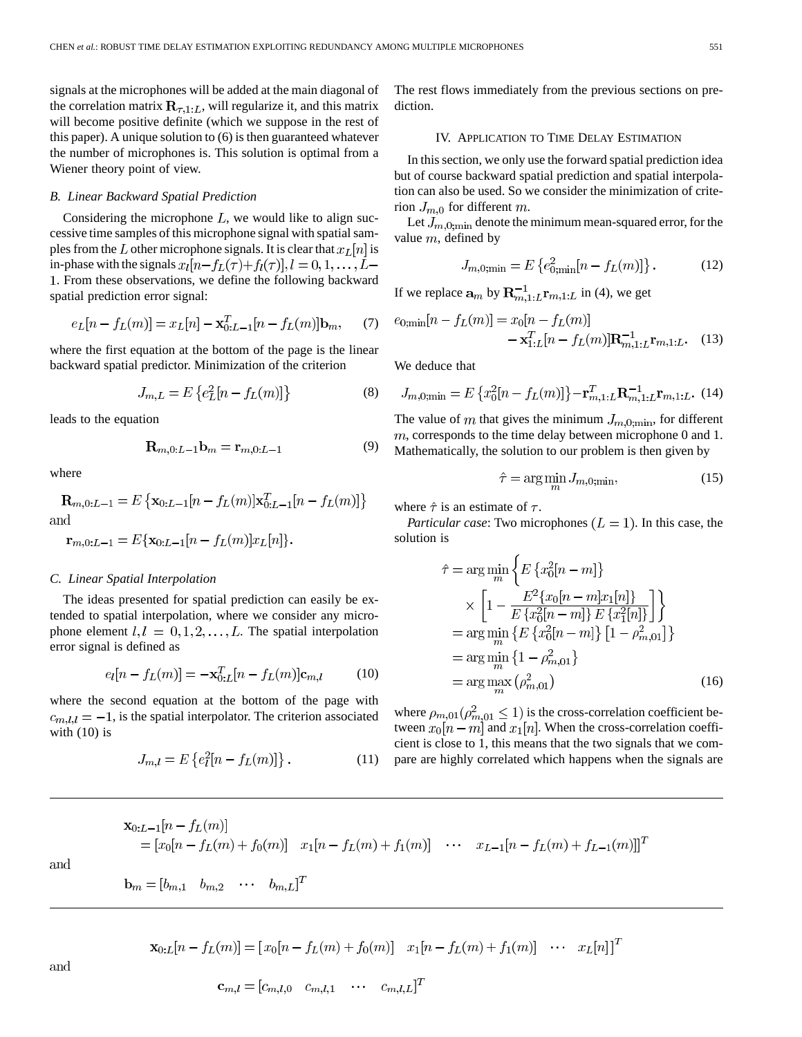signals at the microphones will be added at the main diagonal of the correlation matrix $\mathbf{R}_{\tau,1:L}$, will regularize it, and this matrix will become positive definite (which we suppose in the rest of this paper). A unique solution to (6) is then guaranteed whatever the number of microphones is. This solution is optimal from a Wiener theory point of view.

### B. Linear Backward Spatial Prediction

Considering the microphone $L$, we would like to align successive time samples of this microphone signal with spatial samples from the $L$ other microphone signals. It is clear that $x_L[n]$ is in-phase with the signals $x_l[n-f_L(\tau)+f_l(\tau)], l=0,1,\ldots,L-1$. From these observations, we define the following backward spatial prediction error signal:

$$e_L[n-f_L(m)] = x_L[n] - \mathbf{x}_{0:L-1}^T[n-f_L(m)]\mathbf{b}_m, \quad (7)$$

where the first equation at the bottom of the page is the linear backward spatial predictor. Minimization of the criterion

$$J_{m,L} = E\left\{e_L^2[n-f_L(m)]\right\} \quad (8)$$

leads to the equation

$$\mathbf{R}_{m,0:L-1}\mathbf{b}_m = \mathbf{r}_{m,0:L-1} \quad (9)$$

where

$$\mathbf{R}_{m,0:L-1} = E\left\{\mathbf{x}_{0:L-1}[n-f_L(m)]\mathbf{x}_{0:L-1}^T[n-f_L(m)]\right\}$$

and

$$\mathbf{r}_{m,0:L-1} = E\{\mathbf{x}_{0:L-1}[n-f_L(m)]x_L[n]\}.$$

### C. Linear Spatial Interpolation

The ideas presented for spatial prediction can easily be extended to spatial interpolation, where we consider any microphone element $l, l=0,1,2,\ldots,L$. The spatial interpolation error signal is defined as

$$e_l[n-f_L(m)] = -\mathbf{x}_{0:L}^T[n-f_L(m)]\mathbf{c}_{m,l} \quad (10)$$

where the second equation at the bottom of the page with $c_{m,l,l}=-1$, is the spatial interpolator. The criterion associated with (10) is

$$J_{m,l} = E\left\{e_l^2[n-f_L(m)]\right\}. \quad (11)$$

The rest flows immediately from the previous sections on prediction.

## IV. Application to Time Delay Estimation

In this section, we only use the forward spatial prediction idea but of course backward spatial prediction and spatial interpolation can also be used. So we consider the minimization of criterion $J_{m,0}$ for different $m$.

Let $J_{m,0;\min}$ denote the minimum mean-squared error, for the value $m$, defined by

$$J_{m,0;\min} = E\left\{e_{0;\min}^2[n-f_L(m)]\right\}. \quad (12)$$

If we replace $\mathbf{a}_m$ by $\mathbf{R}_{m,1:L}^{-1}\mathbf{r}_{m,1:L}$ in (4), we get

$$e_{0;\min}[n-f_L(m)] = x_0[n-f_L(m)] - \mathbf{x}_{1:L}^T[n-f_L(m)]\mathbf{R}_{m,1:L}^{-1}\mathbf{r}_{m,1:L}. \quad (13)$$

We deduce that

$$J_{m,0;\min} = E\left\{x_0^2[n-f_L(m)]\right\} - \mathbf{r}_{m,1:L}^T\mathbf{R}_{m,1:L}^{-1}\mathbf{r}_{m,1:L}. \quad (14)$$

The value of $m$ that gives the minimum $J_{m,0;\min}$, for different $m$, corresponds to the time delay between microphone 0 and 1. Mathematically, the solution to our problem is then given by

$$\hat{\tau} = \arg\min_m J_{m,0;\min}, \quad (15)$$

where $\hat{\tau}$ is an estimate of $\tau$.

*Particular case*: Two microphones ($L=1$). In this case, the solution is

$$\begin{aligned}
\hat{\tau} &= \arg\min_m \left\{E\left\{x_0^2[n-m]\right\} \times \left[1 - \frac{E^2\{x_0[n-m]x_1[n]\}}{E\left\{x_0^2[n-m]\right\}E\left\{x_1^2[n]\right\}}\right]\right\} \\
&= \arg\min_m \left\{E\left\{x_0^2[n-m]\right\}\left[1-\rho_{m,01}^2\right]\right\} \\
&= \arg\min_m \left\{1-\rho_{m,01}^2\right\} \\
&= \arg\max_m \left(\rho_{m,01}^2\right)
\end{aligned} \quad (16)$$

where $\rho_{m,01}(\rho_{m,01}^2 \leq 1)$ is the cross-correlation coefficient between $x_0[n-m]$ and $x_1[n]$. When the cross-correlation coefficient is close to 1, this means that the two signals that we compare are highly correlated which happens when the signals are

---

$$\mathbf{x}_{0:L-1}[n-f_L(m)] = [x_0[n-f_L(m)+f_0(m)] \quad x_1[n-f_L(m)+f_1(m)] \quad \cdots \quad x_{L-1}[n-f_L(m)+f_{L-1}(m)]]^T$$

and

$$\mathbf{b}_m = [b_{m,1} \quad b_{m,2} \quad \cdots \quad b_{m,L}]^T$$

---

$$\mathbf{x}_{0:L}[n-f_L(m)] = [x_0[n-f_L(m)+f_0(m)] \quad x_1[n-f_L(m)+f_1(m)] \quad \cdots \quad x_L[n]]^T$$

and

$$\mathbf{c}_{m,l} = [c_{m,l,0} \quad c_{m,l,1} \quad \cdots \quad c_{m,l,L}]^T$$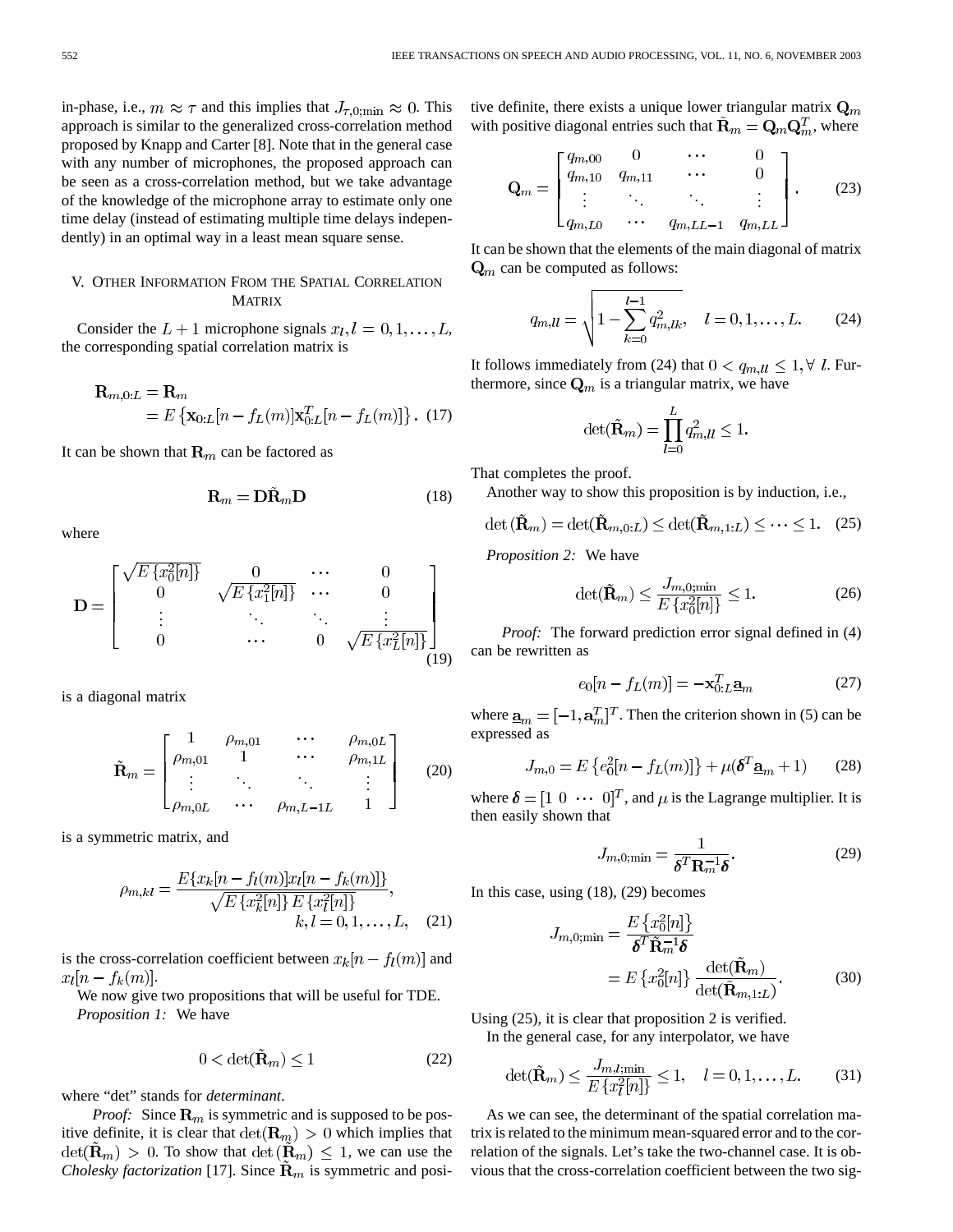in-phase, i.e., $m \approx \tau$ and this implies that $J_{\tau,0;\min} \approx 0$. This approach is similar to the generalized cross-correlation method proposed by Knapp and Carter [8]. Note that in the general case with any number of microphones, the proposed approach can be seen as a cross-correlation method, but we take advantage of the knowledge of the microphone array to estimate only one time delay (instead of estimating multiple time delays independently) in an optimal way in a least mean square sense.

## V. Other Information From the Spatial Correlation Matrix

Consider the $L+1$ microphone signals $x_l, l = 0, 1, \ldots, L$, the corresponding spatial correlation matrix is

$$\mathbf{R}_{m,0:L} = \mathbf{R}_m = E\left\{\mathbf{x}_{0:L}[n - f_L(m)]\mathbf{x}_{0:L}^T[n - f_L(m)]\right\}. \quad (17)$$

It can be shown that $\mathbf{R}_m$ can be factored as

$$\mathbf{R}_m = \mathbf{D}\tilde{\mathbf{R}}_m\mathbf{D} \quad (18)$$

where

$$\mathbf{D} = \begin{bmatrix} \sqrt{E\{x_0^2[n]\}} & 0 & \cdots & 0 \\ 0 & \sqrt{E\{x_1^2[n]\}} & \cdots & 0 \\ \vdots & \ddots & \ddots & \vdots \\ 0 & \cdots & 0 & \sqrt{E\{x_L^2[n]\}} \end{bmatrix} \quad (19)$$

is a diagonal matrix

$$\tilde{\mathbf{R}}_m = \begin{bmatrix} 1 & \rho_{m,01} & \cdots & \rho_{m,0L} \\ \rho_{m,01} & 1 & \cdots & \rho_{m,1L} \\ \vdots & \ddots & \ddots & \vdots \\ \rho_{m,0L} & \cdots & \rho_{m,L-1L} & 1 \end{bmatrix} \quad (20)$$

is a symmetric matrix, and

$$\rho_{m,kl} = \frac{E\{x_k[n - f_l(m)]x_l[n - f_k(m)]\}}{\sqrt{E\{x_k^2[n]\}\,E\{x_l^2[n]\}}}, \quad k, l = 0, 1, \ldots, L, \quad (21)$$

is the cross-correlation coefficient between $x_k[n - f_l(m)]$ and $x_l[n - f_k(m)]$.

We now give two propositions that will be useful for TDE.

*Proposition 1:* We have

$$0 < \det(\tilde{\mathbf{R}}_m) \leq 1 \quad (22)$$

where "det" stands for *determinant*.

*Proof:* Since $\mathbf{R}_m$ is symmetric and is supposed to be positive definite, it is clear that $\det(\mathbf{R}_m) > 0$ which implies that $\det(\tilde{\mathbf{R}}_m) > 0$. To show that $\det(\tilde{\mathbf{R}}_m) \leq 1$, we can use the *Cholesky factorization* [17]. Since $\tilde{\mathbf{R}}_m$ is symmetric and positive definite, there exists a unique lower triangular matrix $\mathbf{Q}_m$ with positive diagonal entries such that $\tilde{\mathbf{R}}_m = \mathbf{Q}_m\mathbf{Q}_m^T$, where

$$\mathbf{Q}_m = \begin{bmatrix} q_{m,00} & 0 & \cdots & 0 \\ q_{m,10} & q_{m,11} & \cdots & 0 \\ \vdots & \ddots & \ddots & \vdots \\ q_{m,L0} & \cdots & q_{m,LL-1} & q_{m,LL} \end{bmatrix}. \quad (23)$$

It can be shown that the elements of the main diagonal of matrix $\mathbf{Q}_m$ can be computed as follows:

$$q_{m,ll} = \sqrt{1 - \sum_{k=0}^{l-1} q_{m,lk}^2}, \quad l = 0, 1, \ldots, L. \quad (24)$$

It follows immediately from (24) that $0 < q_{m,ll} \leq 1, \forall\ l$. Furthermore, since $\mathbf{Q}_m$ is a triangular matrix, we have

$$\det(\tilde{\mathbf{R}}_m) = \prod_{l=0}^{L} q_{m,ll}^2 \leq 1.$$

That completes the proof.

Another way to show this proposition is by induction, i.e.,

$$\det(\tilde{\mathbf{R}}_m) = \det(\tilde{\mathbf{R}}_{m,0:L}) \leq \det(\tilde{\mathbf{R}}_{m,1:L}) \leq \cdots \leq 1. \quad (25)$$

*Proposition 2:* We have

$$\det(\tilde{\mathbf{R}}_m) \leq \frac{J_{m,0;\min}}{E\{x_0^2[n]\}} \leq 1. \quad (26)$$

*Proof:* The forward prediction error signal defined in (4) can be rewritten as

$$e_0[n - f_L(m)] = -\mathbf{x}_{0:L}^T\underline{\mathbf{a}}_m \quad (27)$$

where $\underline{\mathbf{a}}_m = [-1, \mathbf{a}_m^T]^T$. Then the criterion shown in (5) can be expressed as

$$J_{m,0} = E\left\{e_0^2[n - f_L(m)]\right\} + \mu(\boldsymbol{\delta}^T\underline{\mathbf{a}}_m + 1) \quad (28)$$

where $\boldsymbol{\delta} = [1\ 0\ \cdots\ 0]^T$, and $\mu$ is the Lagrange multiplier. It is then easily shown that

$$J_{m,0;\min} = \frac{1}{\boldsymbol{\delta}^T\mathbf{R}_m^{-1}\boldsymbol{\delta}}. \quad (29)$$

In this case, using (18), (29) becomes

$$J_{m,0;\min} = \frac{E\{x_0^2[n]\}}{\boldsymbol{\delta}^T\tilde{\mathbf{R}}_m^{-1}\boldsymbol{\delta}} = E\{x_0^2[n]\}\frac{\det(\tilde{\mathbf{R}}_m)}{\det(\tilde{\mathbf{R}}_{m,1:L})}. \quad (30)$$

Using (25), it is clear that proposition 2 is verified.

In the general case, for any interpolator, we have

$$\det(\tilde{\mathbf{R}}_m) \leq \frac{J_{m,l;\min}}{E\{x_l^2[n]\}} \leq 1, \quad l = 0, 1, \ldots, L. \quad (31)$$

As we can see, the determinant of the spatial correlation matrix is related to the minimum mean-squared error and to the correlation of the signals. Let's take the two-channel case. It is obvious that the cross-correlation coefficient between the two sig-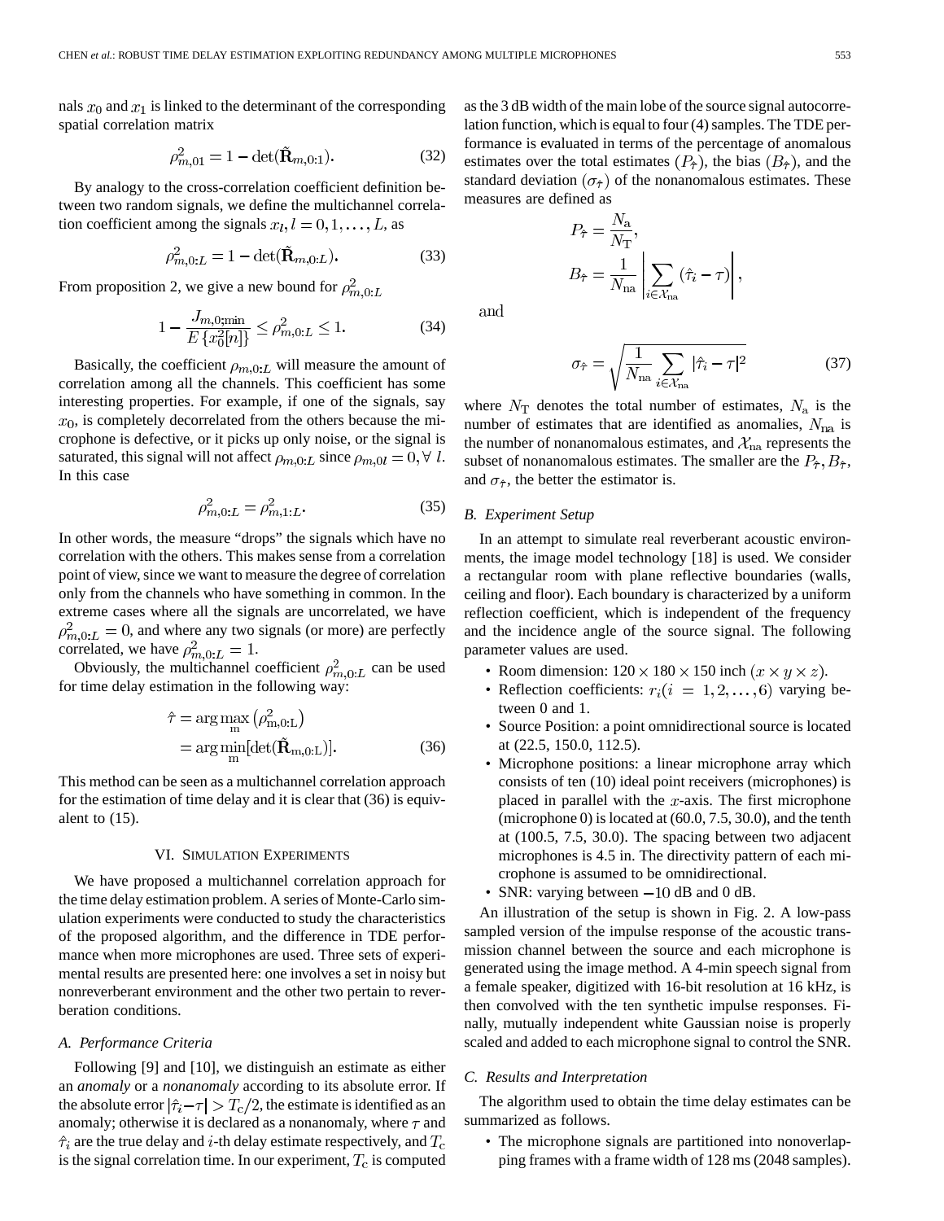nals $x_0$ and $x_1$ is linked to the determinant of the corresponding spatial correlation matrix

$$\rho_{m,01}^2 = 1 - \det(\tilde{\mathbf{R}}_{m,0:1}). \tag{32}$$

By analogy to the cross-correlation coefficient definition between two random signals, we define the multichannel correlation coefficient among the signals $x_l, l = 0, 1, \ldots, L$, as

$$\rho_{m,0:L}^2 = 1 - \det(\tilde{\mathbf{R}}_{m,0:L}). \tag{33}$$

From proposition 2, we give a new bound for $\rho_{m,0:L}^2$

$$1 - \frac{J_{m,0;\min}}{E\{x_0^2[n]\}} \leq \rho_{m,0:L}^2 \leq 1. \tag{34}$$

Basically, the coefficient $\rho_{m,0:L}$ will measure the amount of correlation among all the channels. This coefficient has some interesting properties. For example, if one of the signals, say $x_0$, is completely decorrelated from the others because the microphone is defective, or it picks up only noise, or the signal is saturated, this signal will not affect $\rho_{m,0:L}$ since $\rho_{m,0l} = 0, \forall\ l$. In this case

$$\rho_{m,0:L}^2 = \rho_{m,1:L}^2. \tag{35}$$

In other words, the measure "drops" the signals which have no correlation with the others. This makes sense from a correlation point of view, since we want to measure the degree of correlation only from the channels who have something in common. In the extreme cases where all the signals are uncorrelated, we have $\rho_{m,0:L}^2 = 0$, and where any two signals (or more) are perfectly correlated, we have $\rho_{m,0:L}^2 = 1$.

Obviously, the multichannel coefficient $\rho_{m,0:L}^2$ can be used for time delay estimation in the following way:

$$\begin{aligned}\hat{\tau} &= \arg\max_{\mathrm{m}} \left(\rho_{\mathrm{m,0:L}}^2\right) \\ &= \arg\min_{\mathrm{m}} [\det(\tilde{\mathbf{R}}_{\mathrm{m,0:L}})]. \end{aligned} \tag{36}$$

This method can be seen as a multichannel correlation approach for the estimation of time delay and it is clear that (36) is equivalent to (15).

## VI. Simulation Experiments

We have proposed a multichannel correlation approach for the time delay estimation problem. A series of Monte-Carlo simulation experiments were conducted to study the characteristics of the proposed algorithm, and the difference in TDE performance when more microphones are used. Three sets of experimental results are presented here: one involves a set in noisy but nonreverberant environment and the other two pertain to reverberation conditions.

### *A. Performance Criteria*

Following [9] and [10], we distinguish an estimate as either an *anomaly* or a *nonanomaly* according to its absolute error. If the absolute error $|\hat{\tau}_i - \tau| > T_c/2$, the estimate is identified as an anomaly; otherwise it is declared as a nonanomaly, where $\tau$ and $\hat{\tau}_i$ are the true delay and $i$-th delay estimate respectively, and $T_c$ is the signal correlation time. In our experiment, $T_c$ is computed as the 3 dB width of the main lobe of the source signal autocorrelation function, which is equal to four (4) samples. The TDE performance is evaluated in terms of the percentage of anomalous estimates over the total estimates ($P_{\hat{\tau}}$), the bias ($B_{\hat{\tau}}$), and the standard deviation ($\sigma_{\hat{\tau}}$) of the nonanomalous estimates. These measures are defined as

$$P_{\hat{\tau}} = \frac{N_{\mathrm{a}}}{N_{\mathrm{T}}},$$

$$B_{\hat{\tau}} = \frac{1}{N_{\mathrm{na}}} \left| \sum_{i \in \mathcal{X}_{\mathrm{na}}} (\hat{\tau}_i - \tau) \right|,$$

and

$$\sigma_{\hat{\tau}} = \sqrt{\frac{1}{N_{\mathrm{na}}} \sum_{i \in \mathcal{X}_{\mathrm{na}}} |\hat{\tau}_i - \tau|^2} \tag{37}$$

where $N_{\mathrm{T}}$ denotes the total number of estimates, $N_{\mathrm{a}}$ is the number of estimates that are identified as anomalies, $N_{\mathrm{na}}$ is the number of nonanomalous estimates, and $\mathcal{X}_{\mathrm{na}}$ represents the subset of nonanomalous estimates. The smaller are the $P_{\hat{\tau}}, B_{\hat{\tau}}$, and $\sigma_{\hat{\tau}}$, the better the estimator is.

### *B. Experiment Setup*

In an attempt to simulate real reverberant acoustic environments, the image model technology [18] is used. We consider a rectangular room with plane reflective boundaries (walls, ceiling and floor). Each boundary is characterized by a uniform reflection coefficient, which is independent of the frequency and the incidence angle of the source signal. The following parameter values are used.

- Room dimension: $120 \times 180 \times 150$ inch $(x \times y \times z)$.
- Reflection coefficients: $r_i (i = 1, 2, \ldots, 6)$ varying between 0 and 1.
- Source Position: a point omnidirectional source is located at (22.5, 150.0, 112.5).
- Microphone positions: a linear microphone array which consists of ten (10) ideal point receivers (microphones) is placed in parallel with the $x$-axis. The first microphone (microphone 0) is located at (60.0, 7.5, 30.0), and the tenth at (100.5, 7.5, 30.0). The spacing between two adjacent microphones is 4.5 in. The directivity pattern of each microphone is assumed to be omnidirectional.
- SNR: varying between $-10$ dB and 0 dB.

An illustration of the setup is shown in Fig. 2. A low-pass sampled version of the impulse response of the acoustic transmission channel between the source and each microphone is generated using the image method. A 4-min speech signal from a female speaker, digitized with 16-bit resolution at 16 kHz, is then convolved with the ten synthetic impulse responses. Finally, mutually independent white Gaussian noise is properly scaled and added to each microphone signal to control the SNR.

### *C. Results and Interpretation*

The algorithm used to obtain the time delay estimates can be summarized as follows.

- The microphone signals are partitioned into nonoverlapping frames with a frame width of 128 ms (2048 samples).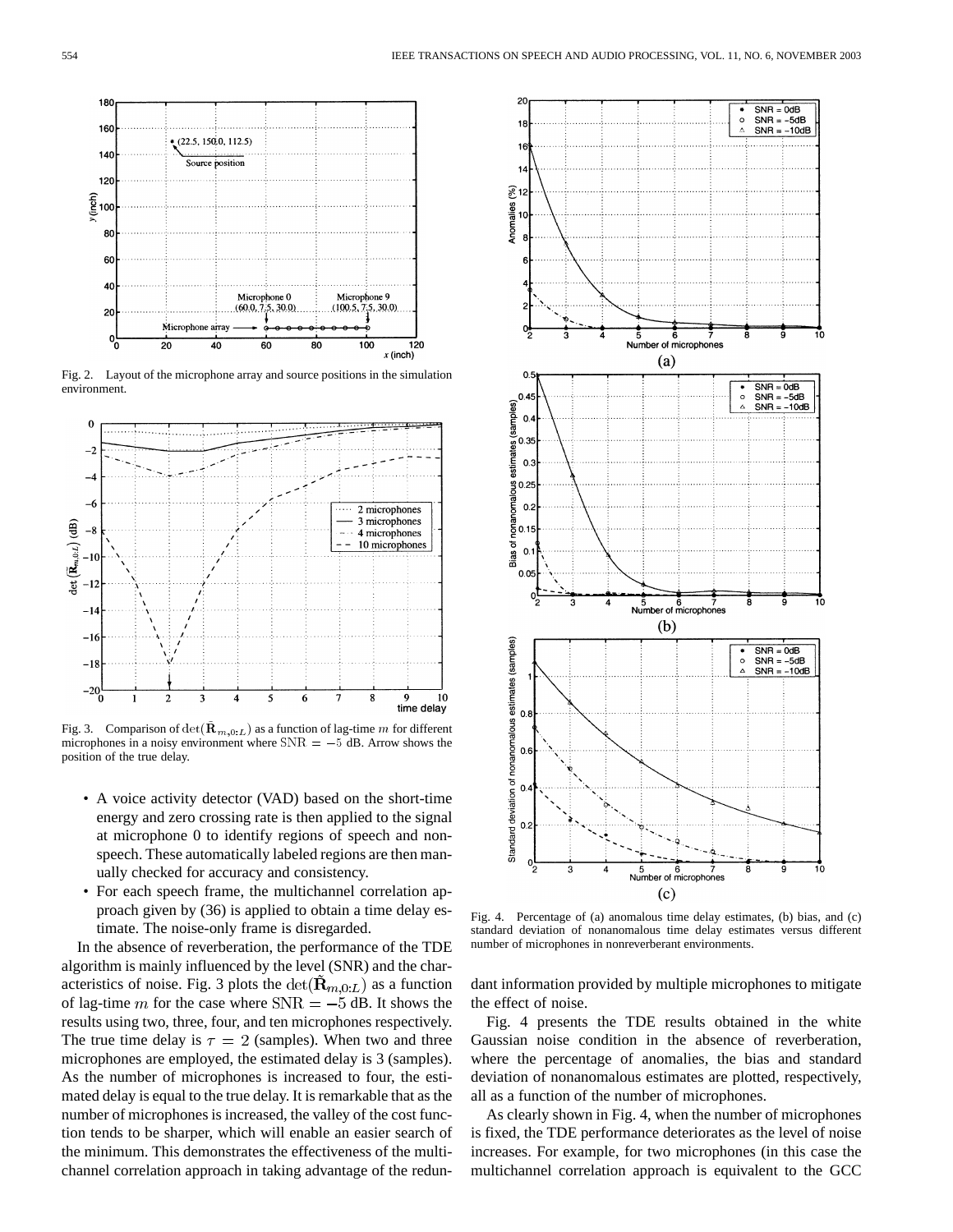Fig. 2. Layout of the microphone array and source positions in the simulation environment.

Fig. 3. Comparison of $\det(\tilde{\mathbf{R}}_{m,0:L})$ as a function of lag-time $m$ for different microphones in a noisy environment where $\mathrm{SNR} = -5$ dB. Arrow shows the position of the true delay.

- A voice activity detector (VAD) based on the short-time energy and zero crossing rate is then applied to the signal at microphone 0 to identify regions of speech and non-speech. These automatically labeled regions are then manually checked for accuracy and consistency.
- For each speech frame, the multichannel correlation approach given by (36) is applied to obtain a time delay estimate. The noise-only frame is disregarded.

In the absence of reverberation, the performance of the TDE algorithm is mainly influenced by the level (SNR) and the characteristics of noise. Fig. 3 plots the $\det(\tilde{\mathbf{R}}_{m,0:L})$ as a function of lag-time $m$ for the case where $\mathrm{SNR} = -5$ dB. It shows the results using two, three, four, and ten microphones respectively. The true time delay is $\tau = 2$ (samples). When two and three microphones are employed, the estimated delay is 3 (samples). As the number of microphones is increased to four, the estimated delay is equal to the true delay. It is remarkable that as the number of microphones is increased, the valley of the cost function tends to be sharper, which will enable an easier search of the minimum. This demonstrates the effectiveness of the multichannel correlation approach in taking advantage of the redundant information provided by multiple microphones to mitigate the effect of noise.

Fig. 4. Percentage of (a) anomalous time delay estimates, (b) bias, and (c) standard deviation of nonanomalous time delay estimates versus different number of microphones in nonreverberant environments.

Fig. 4 presents the TDE results obtained in the white Gaussian noise condition in the absence of reverberation, where the percentage of anomalies, the bias and standard deviation of nonanomalous estimates are plotted, respectively, all as a function of the number of microphones.

As clearly shown in Fig. 4, when the number of microphones is fixed, the TDE performance deteriorates as the level of noise increases. For example, for two microphones (in this case the multichannel correlation approach is equivalent to the GCC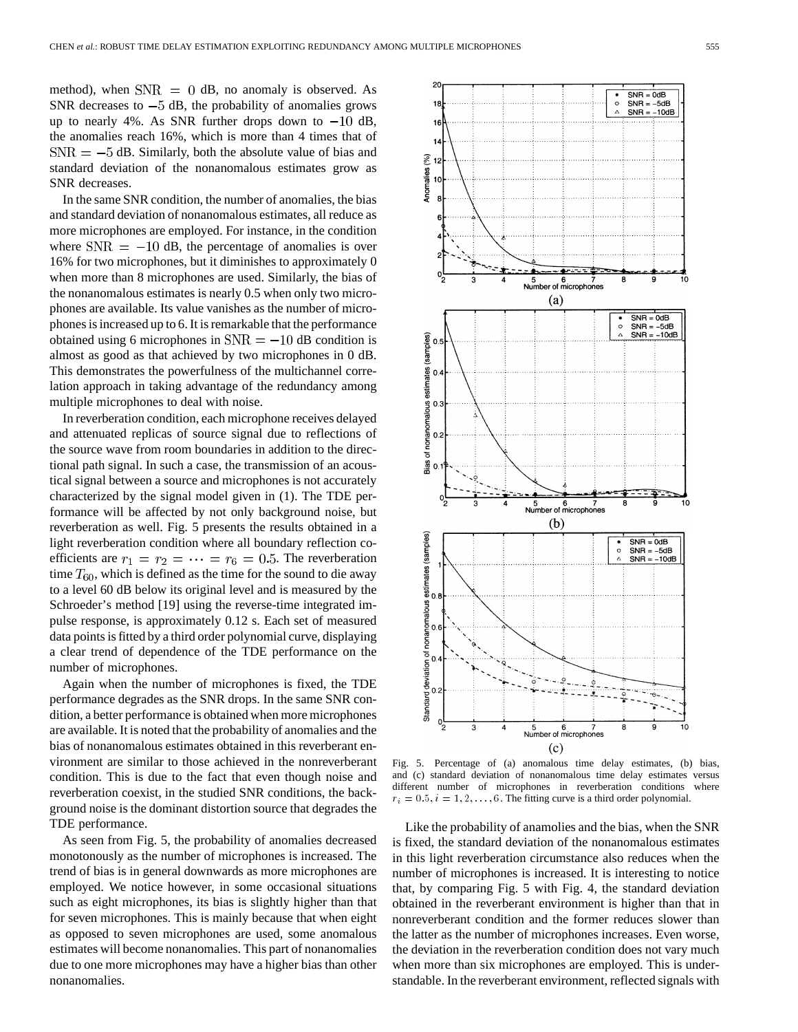method), when $\mathrm{SNR} = 0$ dB, no anomaly is observed. As SNR decreases to $-5$ dB, the probability of anomalies grows up to nearly 4%. As SNR further drops down to $-10$ dB, the anomalies reach 16%, which is more than 4 times that of $\mathrm{SNR} = -5$ dB. Similarly, both the absolute value of bias and standard deviation of the nonanomalous estimates grow as SNR decreases.

In the same SNR condition, the number of anomalies, the bias and standard deviation of nonanomalous estimates, all reduce as more microphones are employed. For instance, in the condition where $\mathrm{SNR} = -10$ dB, the percentage of anomalies is over 16% for two microphones, but it diminishes to approximately 0 when more than 8 microphones are used. Similarly, the bias of the nonanomalous estimates is nearly 0.5 when only two microphones are available. Its value vanishes as the number of microphones is increased up to 6. It is remarkable that the performance obtained using 6 microphones in $\mathrm{SNR} = -10$ dB condition is almost as good as that achieved by two microphones in 0 dB. This demonstrates the powerfulness of the multichannel correlation approach in taking advantage of the redundancy among multiple microphones to deal with noise.

In reverberation condition, each microphone receives delayed and attenuated replicas of source signal due to reflections of the source wave from room boundaries in addition to the directional path signal. In such a case, the transmission of an acoustical signal between a source and microphones is not accurately characterized by the signal model given in (1). The TDE performance will be affected by not only background noise, but reverberation as well. Fig. 5 presents the results obtained in a light reverberation condition where all boundary reflection coefficients are $r_1 = r_2 = \cdots = r_6 = 0.5$. The reverberation time $T_{60}$, which is defined as the time for the sound to die away to a level 60 dB below its original level and is measured by the Schroeder's method [19] using the reverse-time integrated impulse response, is approximately 0.12 s. Each set of measured data points is fitted by a third order polynomial curve, displaying a clear trend of dependence of the TDE performance on the number of microphones.

Again when the number of microphones is fixed, the TDE performance degrades as the SNR drops. In the same SNR condition, a better performance is obtained when more microphones are available. It is noted that the probability of anomalies and the bias of nonanomalous estimates obtained in this reverberant environment are similar to those achieved in the nonreverberant condition. This is due to the fact that even though noise and reverberation coexist, in the studied SNR conditions, the background noise is the dominant distortion source that degrades the TDE performance.

As seen from Fig. 5, the probability of anomalies decreased monotonously as the number of microphones is increased. The trend of bias is in general downwards as more microphones are employed. We notice however, in some occasional situations such as eight microphones, its bias is slightly higher than that for seven microphones. This is mainly because that when eight as opposed to seven microphones are used, some anomalous estimates will become nonanomalies. This part of nonanomalies due to one more microphones may have a higher bias than other nonanomalies.

Fig. 5. Percentage of (a) anomalous time delay estimates, (b) bias, and (c) standard deviation of nonanomalous time delay estimates versus different number of microphones in reverberation conditions where $r_i = 0.5, i = 1, 2, \ldots, 6$. The fitting curve is a third order polynomial.

Like the probability of anamolies and the bias, when the SNR is fixed, the standard deviation of the nonanomalous estimates in this light reverberation circumstance also reduces when the number of microphones is increased. It is interesting to notice that, by comparing Fig. 5 with Fig. 4, the standard deviation obtained in the reverberant environment is higher than that in nonreverberant condition and the former reduces slower than the latter as the number of microphones increases. Even worse, the deviation in the reverberation condition does not vary much when more than six microphones are employed. This is understandable. In the reverberant environment, reflected signals with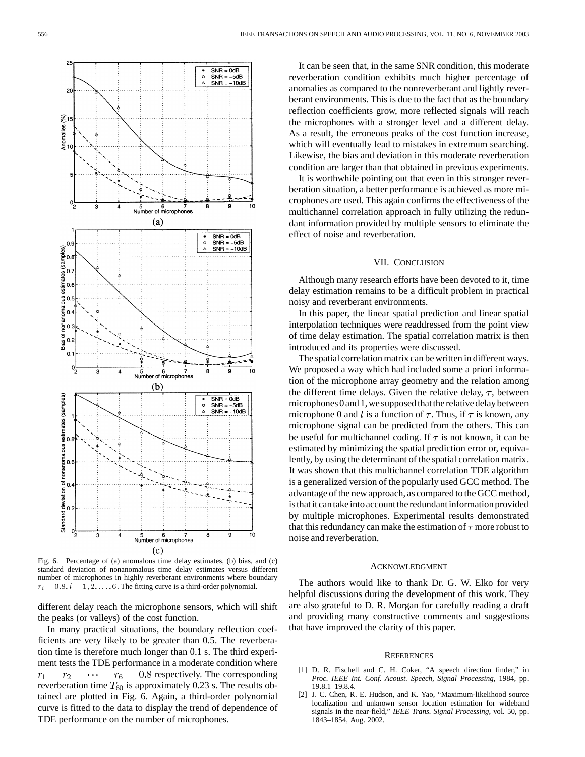25

20

15

10

5

0

Anomalies (%)

SNR = 0dB
SNR = -5dB
SNR = -10dB

2 3 4 5 6 7 8 9 10

Number of microphones

(a)

1

0.9

0.8

0.7

0.6

0.5

0.4

0.3

0.2

0.1

0

Bias of nonanomalous estimates (samples)

SNR = 0dB
SNR = -5dB
SNR = -10dB

2 3 4 5 6 7 8 9 10

Number of microphones

(b)

1

0.8

0.6

0.4

0.2

0

Standard deviation of nonanomalous estimates (samples)

SNR = 0dB
SNR = -5dB
SNR = -10dB

2 3 4 5 6 7 8 9 10

Number of microphones

(c)

Fig. 6. Percentage of (a) anomalous time delay estimates, (b) bias, and (c) standard deviation of nonanomalous time delay estimates versus different number of microphones in highly reverberant environments where boundary $r_i = 0.8, i = 1, 2, \ldots, 6$. The fitting curve is a third-order polynomial.

different delay reach the microphone sensors, which will shift the peaks (or valleys) of the cost function.

In many practical situations, the boundary reflection coefficients are very likely to be greater than 0.5. The reverberation time is therefore much longer than 0.1 s. The third experiment tests the TDE performance in a moderate condition where $r_1 = r_2 = \cdots = r_6 = 0.8$ respectively. The corresponding reverberation time $T_{60}$ is approximately 0.23 s. The results obtained are plotted in Fig. 6. Again, a third-order polynomial curve is fitted to the data to display the trend of dependence of TDE performance on the number of microphones.

It can be seen that, in the same SNR condition, this moderate reverberation condition exhibits much higher percentage of anomalies as compared to the nonreverberant and lightly reverberant environments. This is due to the fact that as the boundary reflection coefficients grow, more reflected signals will reach the microphones with a stronger level and a different delay. As a result, the erroneous peaks of the cost function increase, which will eventually lead to mistakes in extremum searching. Likewise, the bias and deviation in this moderate reverberation condition are larger than that obtained in previous experiments.

It is worthwhile pointing out that even in this stronger reverberation situation, a better performance is achieved as more microphones are used. This again confirms the effectiveness of the multichannel correlation approach in fully utilizing the redundant information provided by multiple sensors to eliminate the effect of noise and reverberation.

## VII. Conclusion

Although many research efforts have been devoted to it, time delay estimation remains to be a difficult problem in practical noisy and reverberant environments.

In this paper, the linear spatial prediction and linear spatial interpolation techniques were readdressed from the point view of time delay estimation. The spatial correlation matrix is then introduced and its properties were discussed.

The spatial correlation matrix can be written in different ways. We proposed a way which had included some a priori information of the microphone array geometry and the relation among the different time delays. Given the relative delay, $\tau$, between microphones 0 and 1, we supposed that the relative delay between microphone 0 and $l$ is a function of $\tau$. Thus, if $\tau$ is known, any microphone signal can be predicted from the others. This can be useful for multichannel coding. If $\tau$ is not known, it can be estimated by minimizing the spatial prediction error or, equivalently, by using the determinant of the spatial correlation matrix. It was shown that this multichannel correlation TDE algorithm is a generalized version of the popularly used GCC method. The advantage of the new approach, as compared to the GCC method, is that it can take into account the redundant information provided by multiple microphones. Experimental results demonstrated that this redundancy can make the estimation of $\tau$ more robust to noise and reverberation.

## Acknowledgment

The authors would like to thank Dr. G. W. Elko for very helpful discussions during the development of this work. They are also grateful to D. R. Morgan for carefully reading a draft and providing many constructive comments and suggestions that have improved the clarity of this paper.

## References

[1] D. R. Fischell and C. H. Coker, "A speech direction finder," in *Proc. IEEE Int. Conf. Acoust. Speech, Signal Processing*, 1984, pp. 19.8.1–19.8.4.

[2] J. C. Chen, R. E. Hudson, and K. Yao, "Maximum-likelihood source localization and unknown sensor location estimation for wideband signals in the near-field," *IEEE Trans. Signal Processing*, vol. 50, pp. 1843–1854, Aug. 2002.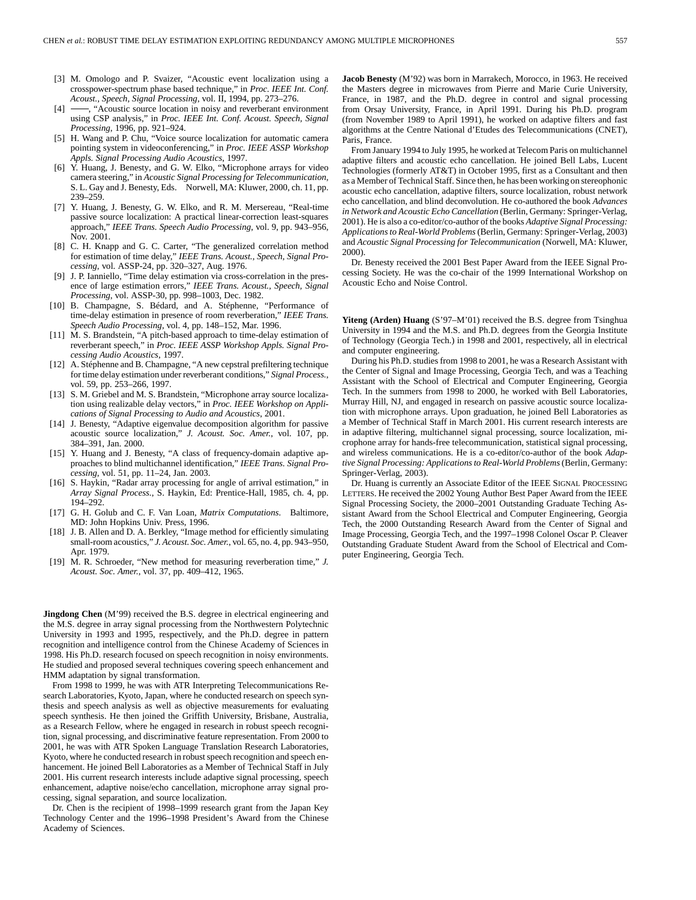[3] M. Omologo and P. Svaizer, "Acoustic event localization using a crosspower-spectrum phase based technique," in *Proc. IEEE Int. Conf. Acoust., Speech, Signal Processing*, vol. II, 1994, pp. 273–276.

[4] ——, "Acoustic source location in noisy and reverberant environment using CSP analysis," in *Proc. IEEE Int. Conf. Acoust. Speech, Signal Processing*, 1996, pp. 921–924.

[5] H. Wang and P. Chu, "Voice source localization for automatic camera pointing system in videoconferencing," in *Proc. IEEE ASSP Workshop Appls. Signal Processing Audio Acoustics*, 1997.

[6] Y. Huang, J. Benesty, and G. W. Elko, "Microphone arrays for video camera steering," in *Acoustic Signal Processing for Telecommunication*, S. L. Gay and J. Benesty, Eds. Norwell, MA: Kluwer, 2000, ch. 11, pp. 239–259.

[7] Y. Huang, J. Benesty, G. W. Elko, and R. M. Mersereau, "Real-time passive source localization: A practical linear-correction least-squares approach," *IEEE Trans. Speech Audio Processing*, vol. 9, pp. 943–956, Nov. 2001.

[8] C. H. Knapp and G. C. Carter, "The generalized correlation method for estimation of time delay," *IEEE Trans. Acoust., Speech, Signal Processing*, vol. ASSP-24, pp. 320–327, Aug. 1976.

[9] J. P. Ianniello, "Time delay estimation via cross-correlation in the presence of large estimation errors," *IEEE Trans. Acoust., Speech, Signal Processing*, vol. ASSP-30, pp. 998–1003, Dec. 1982.

[10] B. Champagne, S. Bédard, and A. Stéphenne, "Performance of time-delay estimation in presence of room reverberation," *IEEE Trans. Speech Audio Processing*, vol. 4, pp. 148–152, Mar. 1996.

[11] M. S. Brandstein, "A pitch-based approach to time-delay estimation of reverberant speech," in *Proc. IEEE ASSP Workshop Appls. Signal Processing Audio Acoustics*, 1997.

[12] A. Stéphenne and B. Champagne, "A new cepstral prefiltering technique for time delay estimation under reverberant conditions," *Signal Process.*, vol. 59, pp. 253–266, 1997.

[13] S. M. Griebel and M. S. Brandstein, "Microphone array source localization using realizable delay vectors," in *Proc. IEEE Workshop on Applications of Signal Processing to Audio and Acoustics*, 2001.

[14] J. Benesty, "Adaptive eigenvalue decomposition algorithm for passive acoustic source localization," *J. Acoust. Soc. Amer.*, vol. 107, pp. 384–391, Jan. 2000.

[15] Y. Huang and J. Benesty, "A class of frequency-domain adaptive approaches to blind multichannel identification," *IEEE Trans. Signal Processing*, vol. 51, pp. 11–24, Jan. 2003.

[16] S. Haykin, "Radar array processing for angle of arrival estimation," in *Array Signal Process.*, S. Haykin, Ed: Prentice-Hall, 1985, ch. 4, pp. 194–292.

[17] G. H. Golub and C. F. Van Loan, *Matrix Computations*. Baltimore, MD: John Hopkins Univ. Press, 1996.

[18] J. B. Allen and D. A. Berkley, "Image method for efficiently simulating small-room acoustics," *J. Acoust. Soc. Amer.*, vol. 65, no. 4, pp. 943–950, Apr. 1979.

[19] M. R. Schroeder, "New method for measuring reverberation time," *J. Acoust. Soc. Amer.*, vol. 37, pp. 409–412, 1965.

**Jingdong Chen** (M'99) received the B.S. degree in electrical engineering and the M.S. degree in array signal processing from the Northwestern Polytechnic University in 1993 and 1995, respectively, and the Ph.D. degree in pattern recognition and intelligence control from the Chinese Academy of Sciences in 1998. His Ph.D. research focused on speech recognition in noisy environments. He studied and proposed several techniques covering speech enhancement and HMM adaptation by signal transformation.

From 1998 to 1999, he was with ATR Interpreting Telecommunications Research Laboratories, Kyoto, Japan, where he conducted research on speech synthesis and speech analysis as well as objective measurements for evaluating speech synthesis. He then joined the Griffith University, Brisbane, Australia, as a Research Fellow, where he engaged in research in robust speech recognition, signal processing, and discriminative feature representation. From 2000 to 2001, he was with ATR Spoken Language Translation Research Laboratories, Kyoto, where he conducted research in robust speech recognition and speech enhancement. He joined Bell Laboratories as a Member of Technical Staff in July 2001. His current research interests include adaptive signal processing, speech enhancement, adaptive noise/echo cancellation, microphone array signal processing, signal separation, and source localization.

Dr. Chen is the recipient of 1998–1999 research grant from the Japan Key Technology Center and the 1996–1998 President's Award from the Chinese Academy of Sciences.

**Jacob Benesty** (M'92) was born in Marrakech, Morocco, in 1963. He received the Masters degree in microwaves from Pierre and Marie Curie University, France, in 1987, and the Ph.D. degree in control and signal processing from Orsay University, France, in April 1991. During his Ph.D. program (from November 1989 to April 1991), he worked on adaptive filters and fast algorithms at the Centre National d'Etudes des Telecommunications (CNET), Paris, France.

From January 1994 to July 1995, he worked at Telecom Paris on multichannel adaptive filters and acoustic echo cancellation. He joined Bell Labs, Lucent Technologies (formerly AT&T) in October 1995, first as a Consultant and then as a Member of Technical Staff. Since then, he has been working on stereophonic acoustic echo cancellation, adaptive filters, source localization, robust network echo cancellation, and blind deconvolution. He co-authored the book *Advances in Network and Acoustic Echo Cancellation* (Berlin, Germany: Springer-Verlag, 2001). He is also a co-editor/co-author of the books *Adaptive Signal Processing: Applications to Real-World Problems* (Berlin, Germany: Springer-Verlag, 2003) and *Acoustic Signal Processing for Telecommunication* (Norwell, MA: Kluwer, 2000).

Dr. Benesty received the 2001 Best Paper Award from the IEEE Signal Processing Society. He was the co-chair of the 1999 International Workshop on Acoustic Echo and Noise Control.

**Yiteng (Arden) Huang** (S'97–M'01) received the B.S. degree from Tsinghua University in 1994 and the M.S. and Ph.D. degrees from the Georgia Institute of Technology (Georgia Tech.) in 1998 and 2001, respectively, all in electrical and computer engineering.

During his Ph.D. studies from 1998 to 2001, he was a Research Assistant with the Center of Signal and Image Processing, Georgia Tech, and was a Teaching Assistant with the School of Electrical and Computer Engineering, Georgia Tech. In the summers from 1998 to 2000, he worked with Bell Laboratories, Murray Hill, NJ, and engaged in research on passive acoustic source localization with microphone arrays. Upon graduation, he joined Bell Laboratories as a Member of Technical Staff in March 2001. His current research interests are in adaptive filtering, multichannel signal processing, source localization, microphone array for hands-free telecommunication, statistical signal processing, and wireless communications. He is a co-editor/co-author of the book *Adaptive Signal Processing: Applications to Real-World Problems* (Berlin, Germany: Springer-Verlag, 2003).

Dr. Huang is currently an Associate Editor of the IEEE SIGNAL PROCESSING LETTERS. He received the 2002 Young Author Best Paper Award from the IEEE Signal Processing Society, the 2000–2001 Outstanding Graduate Teching Assistant Award from the School Electrical and Computer Engineering, Georgia Tech, the 2000 Outstanding Research Award from the Center of Signal and Image Processing, Georgia Tech, and the 1997–1998 Colonel Oscar P. Cleaver Outstanding Graduate Student Award from the School of Electrical and Computer Engineering, Georgia Tech.